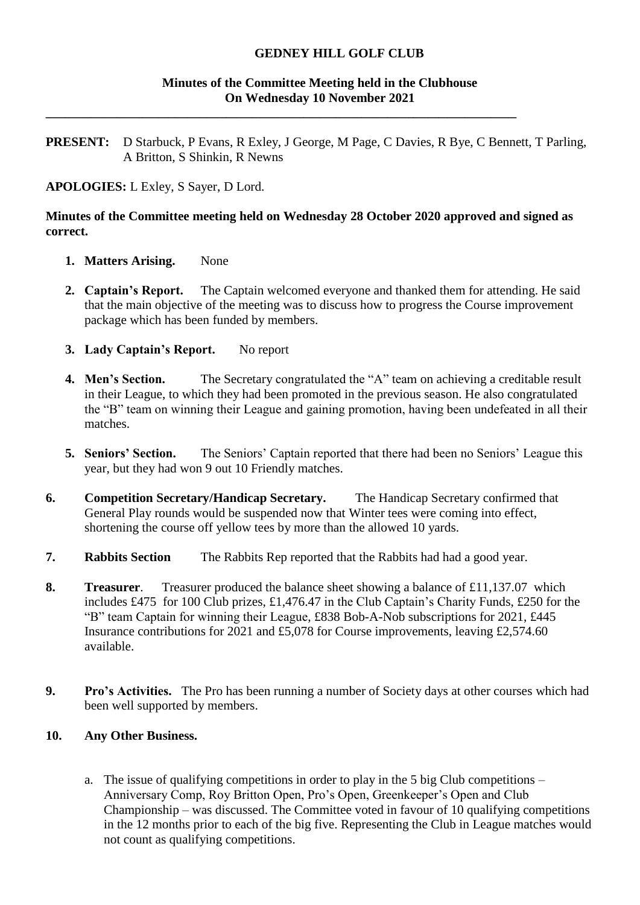**GEDNEY HILL GOLF CLUB**

**Minutes of the Committee Meeting held in the Clubhouse**
**On Wednesday 10 November 2021**

---

**PRESENT:** D Starbuck, P Evans, R Exley, J George, M Page, C Davies, R Bye, C Bennett, T Parling, A Britton, S Shinkin, R Newns

**APOLOGIES:** L Exley, S Sayer, D Lord.

**Minutes of the Committee meeting held on Wednesday 28 October 2020 approved and signed as correct.**

1. **Matters Arising.** None

2. **Captain's Report.** The Captain welcomed everyone and thanked them for attending. He said that the main objective of the meeting was to discuss how to progress the Course improvement package which has been funded by members.

3. **Lady Captain's Report.** No report

4. **Men's Section.** The Secretary congratulated the "A" team on achieving a creditable result in their League, to which they had been promoted in the previous season. He also congratulated the "B" team on winning their League and gaining promotion, having been undefeated in all their matches.

5. **Seniors' Section.** The Seniors' Captain reported that there had been no Seniors' League this year, but they had won 9 out 10 Friendly matches.

6. **Competition Secretary/Handicap Secretary.** The Handicap Secretary confirmed that General Play rounds would be suspended now that Winter tees were coming into effect, shortening the course off yellow tees by more than the allowed 10 yards.

7. **Rabbits Section** The Rabbits Rep reported that the Rabbits had had a good year.

8. **Treasurer**. Treasurer produced the balance sheet showing a balance of £11,137.07 which includes £475 for 100 Club prizes, £1,476.47 in the Club Captain's Charity Funds, £250 for the "B" team Captain for winning their League, £838 Bob-A-Nob subscriptions for 2021, £445 Insurance contributions for 2021 and £5,078 for Course improvements, leaving £2,574.60 available.

9. **Pro's Activities.** The Pro has been running a number of Society days at other courses which had been well supported by members.

10. **Any Other Business.**

    a. The issue of qualifying competitions in order to play in the 5 big Club competitions – Anniversary Comp, Roy Britton Open, Pro's Open, Greenkeeper's Open and Club Championship – was discussed. The Committee voted in favour of 10 qualifying competitions in the 12 months prior to each of the big five. Representing the Club in League matches would not count as qualifying competitions.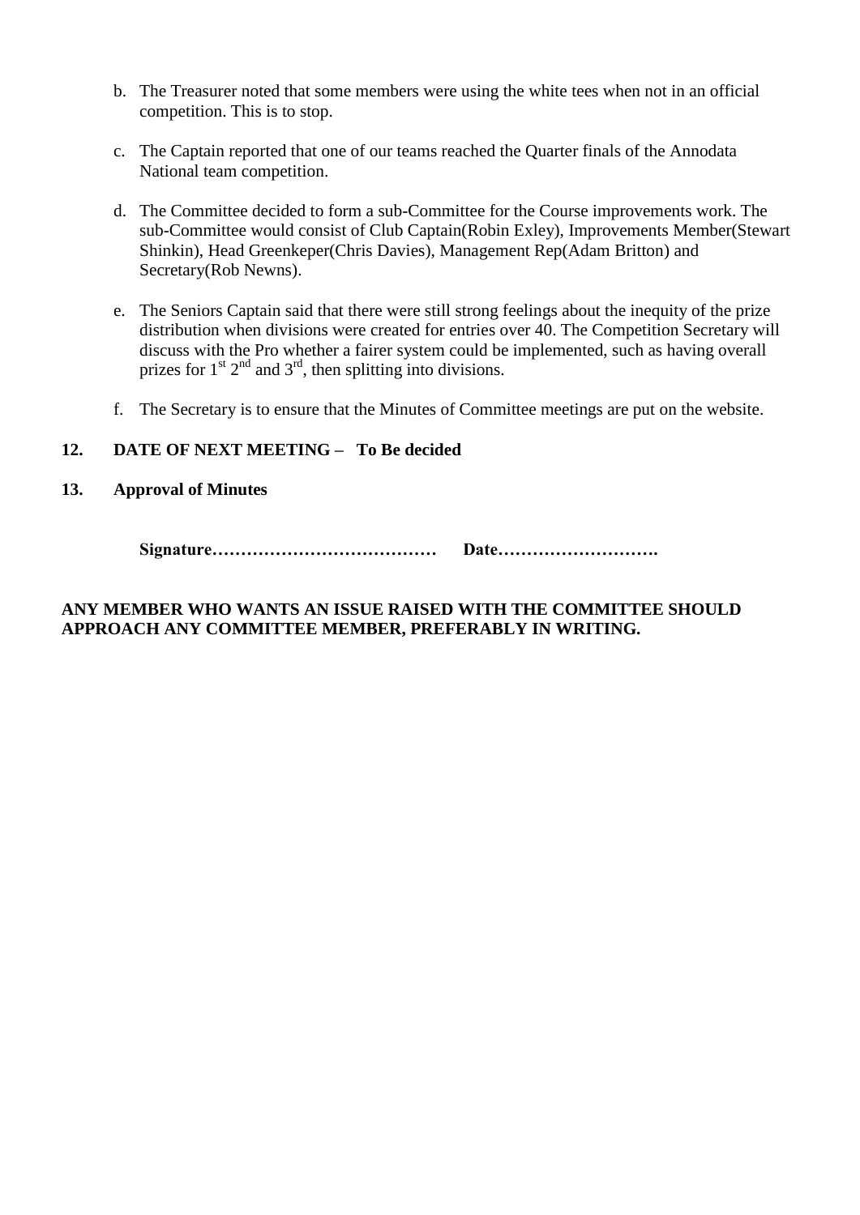b. The Treasurer noted that some members were using the white tees when not in an official competition. This is to stop.

c. The Captain reported that one of our teams reached the Quarter finals of the Annodata National team competition.

d. The Committee decided to form a sub-Committee for the Course improvements work. The sub-Committee would consist of Club Captain(Robin Exley), Improvements Member(Stewart Shinkin), Head Greenkeper(Chris Davies), Management Rep(Adam Britton) and Secretary(Rob Newns).

e. The Seniors Captain said that there were still strong feelings about the inequity of the prize distribution when divisions were created for entries over 40. The Competition Secretary will discuss with the Pro whether a fairer system could be implemented, such as having overall prizes for 1st 2nd and 3rd, then splitting into divisions.

f. The Secretary is to ensure that the Minutes of Committee meetings are put on the website.

**12. DATE OF NEXT MEETING – To Be decided**

**13. Approval of Minutes**

**Signature………………………………… Date……………………….**

**ANY MEMBER WHO WANTS AN ISSUE RAISED WITH THE COMMITTEE SHOULD APPROACH ANY COMMITTEE MEMBER, PREFERABLY IN WRITING.**